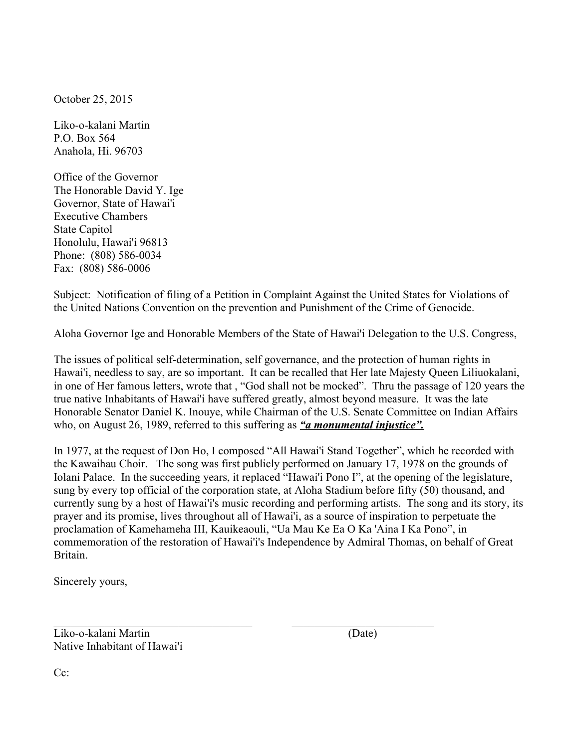October 25, 2015

Liko-o-kalani Martin
P.O. Box 564
Anahola, Hi. 96703

Office of the Governor
The Honorable David Y. Ige
Governor, State of Hawai'i
Executive Chambers
State Capitol
Honolulu, Hawai'i 96813
Phone: (808) 586-0034
Fax: (808) 586-0006

Subject: Notification of filing of a Petition in Complaint Against the United States for Violations of the United Nations Convention on the prevention and Punishment of the Crime of Genocide.

Aloha Governor Ige and Honorable Members of the State of Hawai'i Delegation to the U.S. Congress,

The issues of political self-determination, self governance, and the protection of human rights in Hawai'i, needless to say, are so important. It can be recalled that Her late Majesty Queen Liliuokalani, in one of Her famous letters, wrote that , "God shall not be mocked". Thru the passage of 120 years the true native Inhabitants of Hawai'i have suffered greatly, almost beyond measure. It was the late Honorable Senator Daniel K. Inouye, while Chairman of the U.S. Senate Committee on Indian Affairs who, on August 26, 1989, referred to this suffering as ***<u>"a monumental injustice".</u>***

In 1977, at the request of Don Ho, I composed "All Hawai'i Stand Together", which he recorded with the Kawaihau Choir. The song was first publicly performed on January 17, 1978 on the grounds of Iolani Palace. In the succeeding years, it replaced "Hawai'i Pono I", at the opening of the legislature, sung by every top official of the corporation state, at Aloha Stadium before fifty (50) thousand, and currently sung by a host of Hawai'i's music recording and performing artists. The song and its story, its prayer and its promise, lives throughout all of Hawai'i, as a source of inspiration to perpetuate the proclamation of Kamehameha III, Kauikeaouli, "Ua Mau Ke Ea O Ka 'Aina I Ka Pono", in commemoration of the restoration of Hawai'i's Independence by Admiral Thomas, on behalf of Great Britain.

Sincerely yours,

\_\_\_\_\_\_\_\_\_\_\_\_\_\_\_\_\_\_\_\_\_\_\_\_\_\_\_\_\_\_\_\_\_\_\_\_ \_\_\_\_\_\_\_\_\_\_\_\_\_\_\_\_\_\_\_\_\_\_\_\_\_\_

Liko-o-kalani Martin (Date)
Native Inhabitant of Hawai'i

Cc: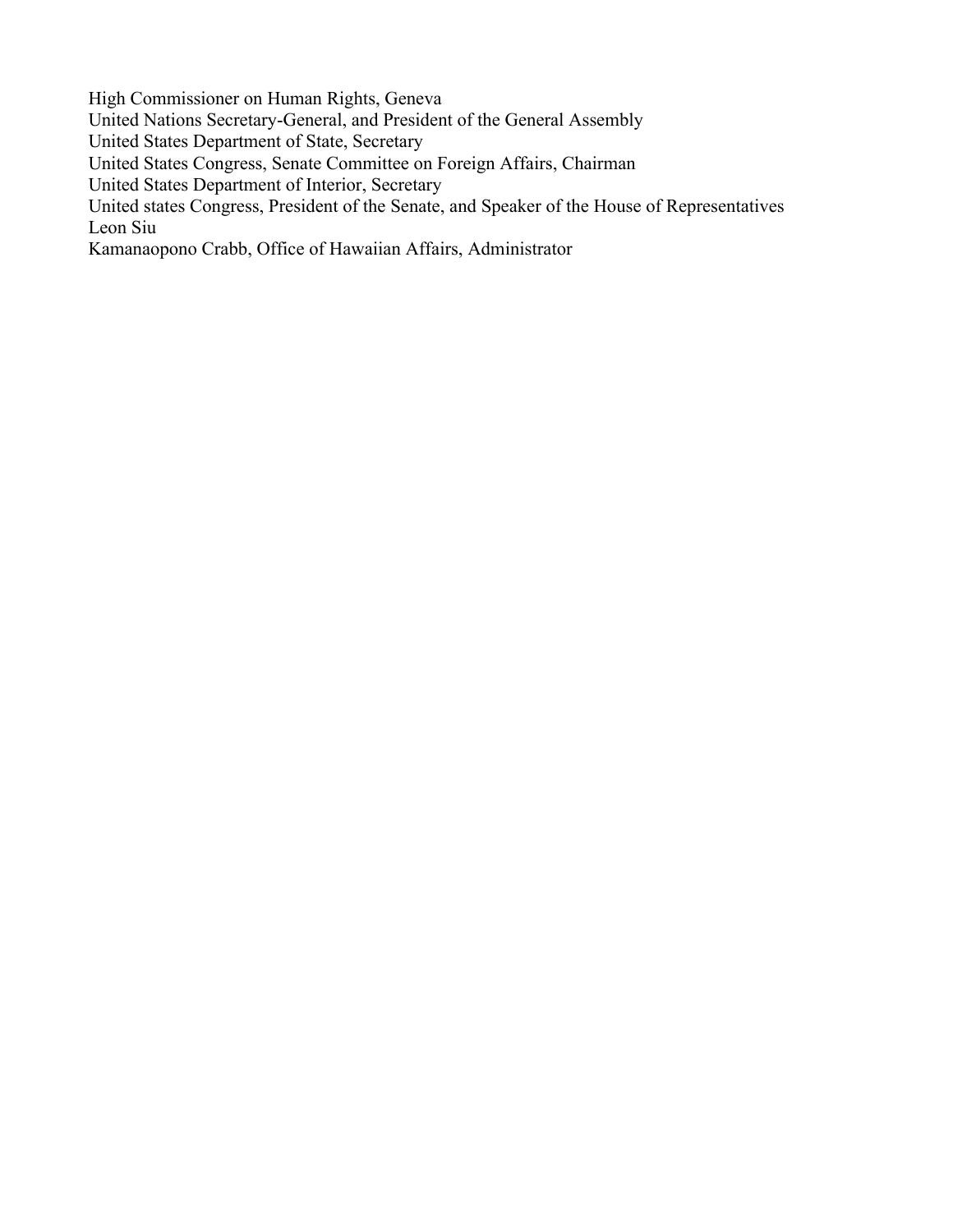High Commissioner on Human Rights, Geneva
United Nations Secretary-General, and President of the General Assembly
United States Department of State, Secretary
United States Congress, Senate Committee on Foreign Affairs, Chairman
United States Department of Interior, Secretary
United states Congress, President of the Senate, and Speaker of the House of Representatives
Leon Siu
Kamanaopono Crabb, Office of Hawaiian Affairs, Administrator